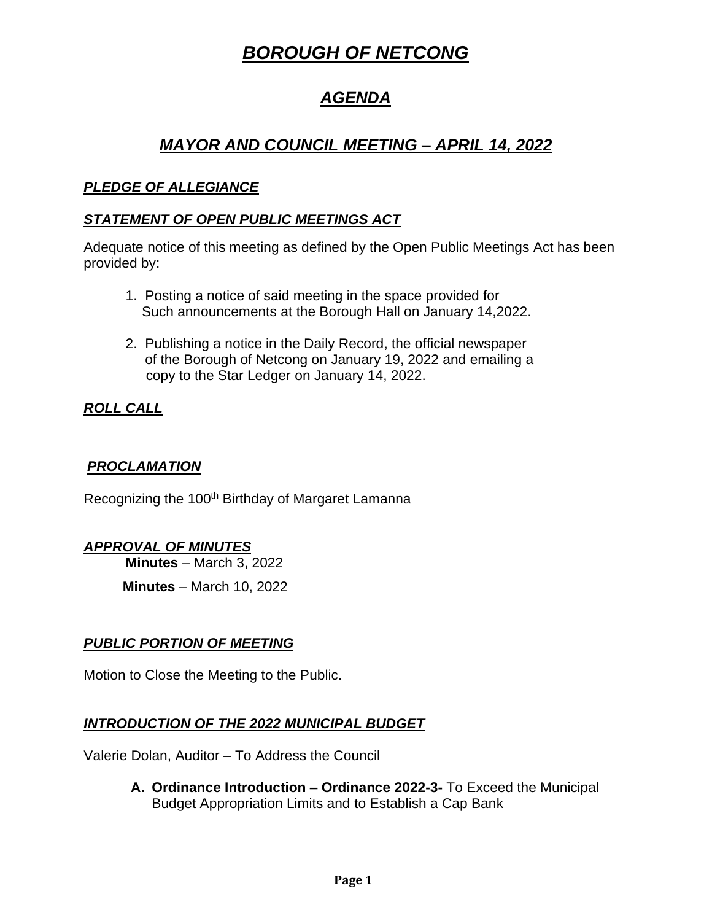# ***BOROUGH OF NETCONG***

## ***AGENDA***

## ***MAYOR AND COUNCIL MEETING – APRIL 14, 2022***

### ***PLEDGE OF ALLEGIANCE***

### ***STATEMENT OF OPEN PUBLIC MEETINGS ACT***

Adequate notice of this meeting as defined by the Open Public Meetings Act has been provided by:

1. Posting a notice of said meeting in the space provided for Such announcements at the Borough Hall on January 14,2022.

2. Publishing a notice in the Daily Record, the official newspaper of the Borough of Netcong on January 19, 2022 and emailing a copy to the Star Ledger on January 14, 2022.

### ***ROLL CALL***

### ***PROCLAMATION***

Recognizing the 100th Birthday of Margaret Lamanna

### ***APPROVAL OF MINUTES***

**Minutes** – March 3, 2022

**Minutes** – March 10, 2022

### ***PUBLIC PORTION OF MEETING***

Motion to Close the Meeting to the Public.

### ***INTRODUCTION OF THE 2022 MUNICIPAL BUDGET***

Valerie Dolan, Auditor – To Address the Council

**A. Ordinance Introduction – Ordinance 2022-3-** To Exceed the Municipal Budget Appropriation Limits and to Establish a Cap Bank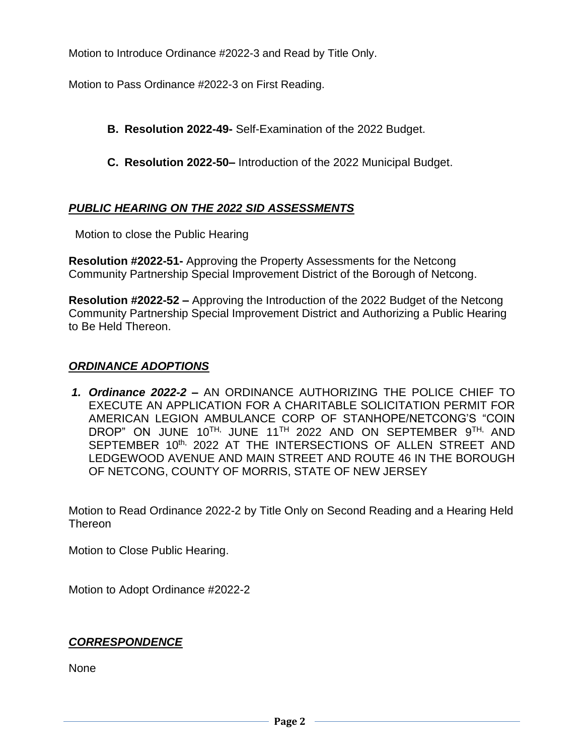Motion to Introduce Ordinance #2022-3 and Read by Title Only.

Motion to Pass Ordinance #2022-3 on First Reading.

**B. Resolution 2022-49-** Self-Examination of the 2022 Budget.

**C. Resolution 2022-50–** Introduction of the 2022 Municipal Budget.

## ***PUBLIC HEARING ON THE 2022 SID ASSESSMENTS***

Motion to close the Public Hearing

**Resolution #2022-51-** Approving the Property Assessments for the Netcong Community Partnership Special Improvement District of the Borough of Netcong.

**Resolution #2022-52 –** Approving the Introduction of the 2022 Budget of the Netcong Community Partnership Special Improvement District and Authorizing a Public Hearing to Be Held Thereon.

## ***ORDINANCE ADOPTIONS***

1. ***Ordinance 2022-2* –** AN ORDINANCE AUTHORIZING THE POLICE CHIEF TO EXECUTE AN APPLICATION FOR A CHARITABLE SOLICITATION PERMIT FOR AMERICAN LEGION AMBULANCE CORP OF STANHOPE/NETCONG'S "COIN DROP" ON JUNE 10TH, JUNE 11TH 2022 AND ON SEPTEMBER 9TH, AND SEPTEMBER 10th, 2022 AT THE INTERSECTIONS OF ALLEN STREET AND LEDGEWOOD AVENUE AND MAIN STREET AND ROUTE 46 IN THE BOROUGH OF NETCONG, COUNTY OF MORRIS, STATE OF NEW JERSEY

Motion to Read Ordinance 2022-2 by Title Only on Second Reading and a Hearing Held Thereon

Motion to Close Public Hearing.

Motion to Adopt Ordinance #2022-2

## ***CORRESPONDENCE***

None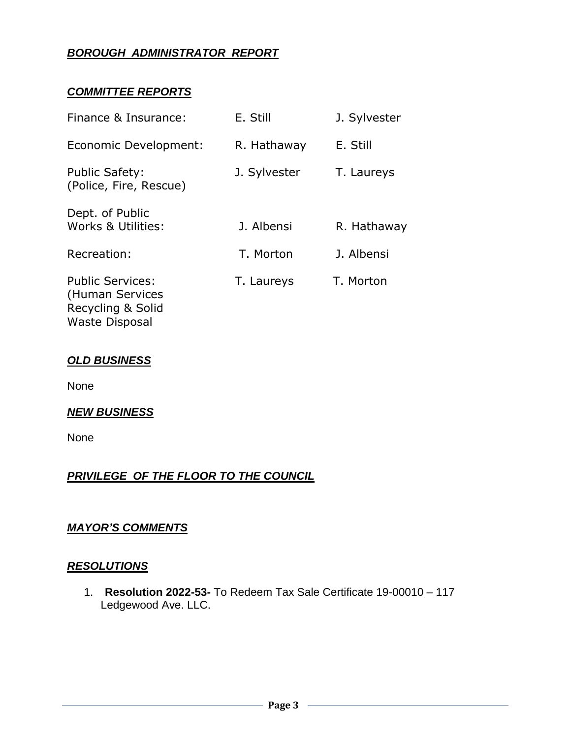***BOROUGH ADMINISTRATOR REPORT***

***COMMITTEE REPORTS***

| | | |
|---|---|---|
| Finance & Insurance: | E. Still | J. Sylvester |
| Economic Development: | R. Hathaway | E. Still |
| Public Safety: (Police, Fire, Rescue) | J. Sylvester | T. Laureys |
| Dept. of Public Works & Utilities: | J. Albensi | R. Hathaway |
| Recreation: | T. Morton | J. Albensi |
| Public Services: (Human Services Recycling & Solid Waste Disposal | T. Laureys | T. Morton |

***OLD BUSINESS***

None

***NEW BUSINESS***

None

***PRIVILEGE OF THE FLOOR TO THE COUNCIL***

***MAYOR'S COMMENTS***

***RESOLUTIONS***

1. **Resolution 2022-53-** To Redeem Tax Sale Certificate 19-00010 – 117 Ledgewood Ave. LLC.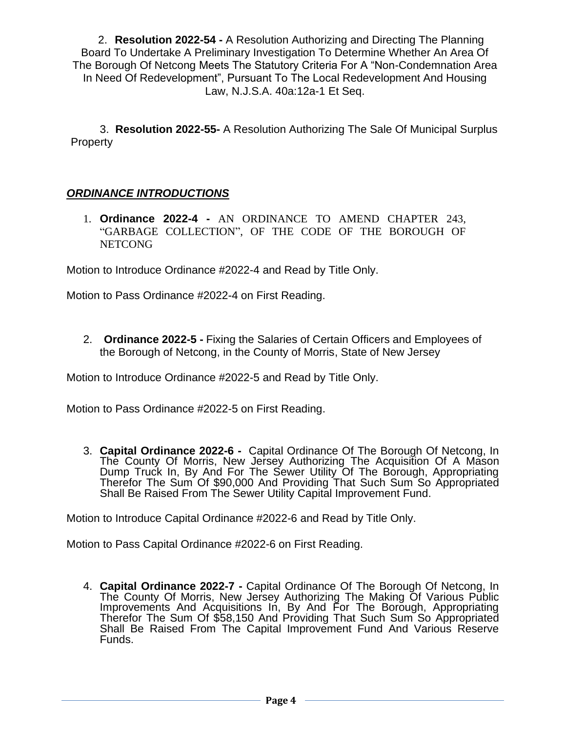2. **Resolution 2022-54 -** A Resolution Authorizing and Directing The Planning Board To Undertake A Preliminary Investigation To Determine Whether An Area Of The Borough Of Netcong Meets The Statutory Criteria For A "Non-Condemnation Area In Need Of Redevelopment", Pursuant To The Local Redevelopment And Housing Law, N.J.S.A. 40a:12a-1 Et Seq.

3. **Resolution 2022-55-** A Resolution Authorizing The Sale Of Municipal Surplus Property

***ORDINANCE INTRODUCTIONS***

1. **Ordinance 2022-4 -** AN ORDINANCE TO AMEND CHAPTER 243, "GARBAGE COLLECTION", OF THE CODE OF THE BOROUGH OF NETCONG

Motion to Introduce Ordinance #2022-4 and Read by Title Only.

Motion to Pass Ordinance #2022-4 on First Reading.

2. **Ordinance 2022-5 -** Fixing the Salaries of Certain Officers and Employees of the Borough of Netcong, in the County of Morris, State of New Jersey

Motion to Introduce Ordinance #2022-5 and Read by Title Only.

Motion to Pass Ordinance #2022-5 on First Reading.

3. **Capital Ordinance 2022-6 -** Capital Ordinance Of The Borough Of Netcong, In The County Of Morris, New Jersey Authorizing The Acquisition Of A Mason Dump Truck In, By And For The Sewer Utility Of The Borough, Appropriating Therefor The Sum Of $90,000 And Providing That Such Sum So Appropriated Shall Be Raised From The Sewer Utility Capital Improvement Fund.

Motion to Introduce Capital Ordinance #2022-6 and Read by Title Only.

Motion to Pass Capital Ordinance #2022-6 on First Reading.

4. **Capital Ordinance 2022-7 -** Capital Ordinance Of The Borough Of Netcong, In The County Of Morris, New Jersey Authorizing The Making Of Various Public Improvements And Acquisitions In, By And For The Borough, Appropriating Therefor The Sum Of $58,150 And Providing That Such Sum So Appropriated Shall Be Raised From The Capital Improvement Fund And Various Reserve Funds.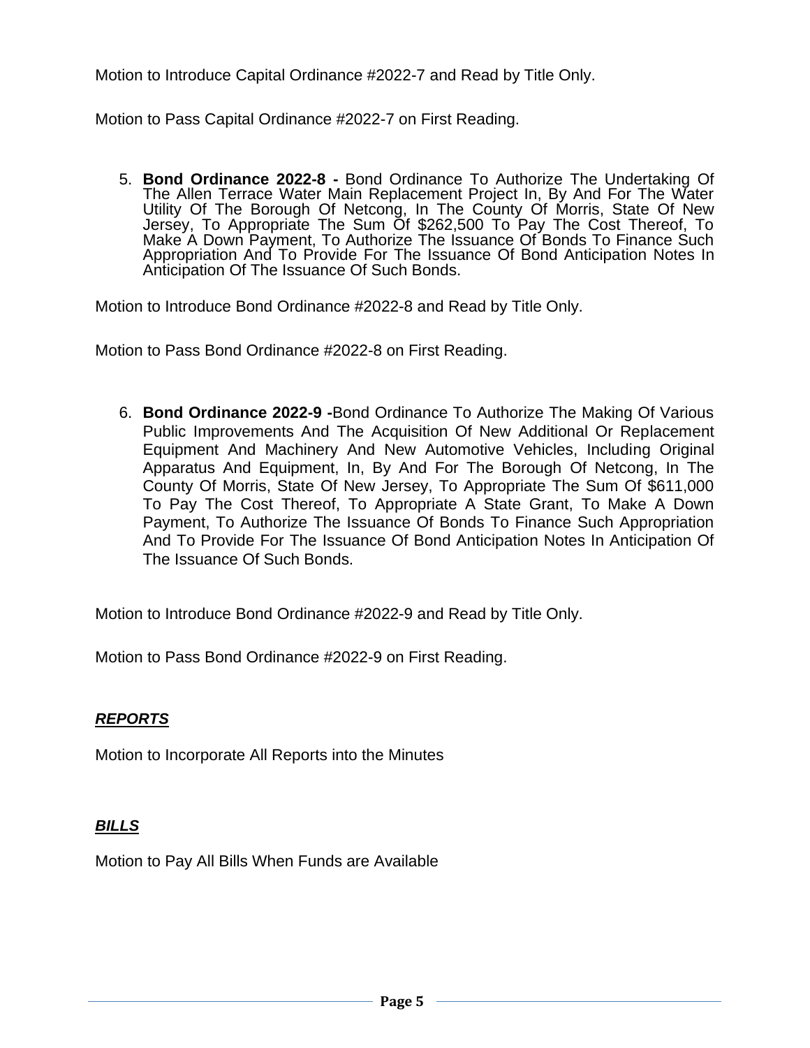Motion to Introduce Capital Ordinance #2022-7 and Read by Title Only.

Motion to Pass Capital Ordinance #2022-7 on First Reading.

5. **Bond Ordinance 2022-8 -** Bond Ordinance To Authorize The Undertaking Of The Allen Terrace Water Main Replacement Project In, By And For The Water Utility Of The Borough Of Netcong, In The County Of Morris, State Of New Jersey, To Appropriate The Sum Of $262,500 To Pay The Cost Thereof, To Make A Down Payment, To Authorize The Issuance Of Bonds To Finance Such Appropriation And To Provide For The Issuance Of Bond Anticipation Notes In Anticipation Of The Issuance Of Such Bonds.

Motion to Introduce Bond Ordinance #2022-8 and Read by Title Only.

Motion to Pass Bond Ordinance #2022-8 on First Reading.

6. **Bond Ordinance 2022-9 -**Bond Ordinance To Authorize The Making Of Various Public Improvements And The Acquisition Of New Additional Or Replacement Equipment And Machinery And New Automotive Vehicles, Including Original Apparatus And Equipment, In, By And For The Borough Of Netcong, In The County Of Morris, State Of New Jersey, To Appropriate The Sum Of $611,000 To Pay The Cost Thereof, To Appropriate A State Grant, To Make A Down Payment, To Authorize The Issuance Of Bonds To Finance Such Appropriation And To Provide For The Issuance Of Bond Anticipation Notes In Anticipation Of The Issuance Of Such Bonds.

Motion to Introduce Bond Ordinance #2022-9 and Read by Title Only.

Motion to Pass Bond Ordinance #2022-9 on First Reading.

***REPORTS***

Motion to Incorporate All Reports into the Minutes

***BILLS***

Motion to Pay All Bills When Funds are Available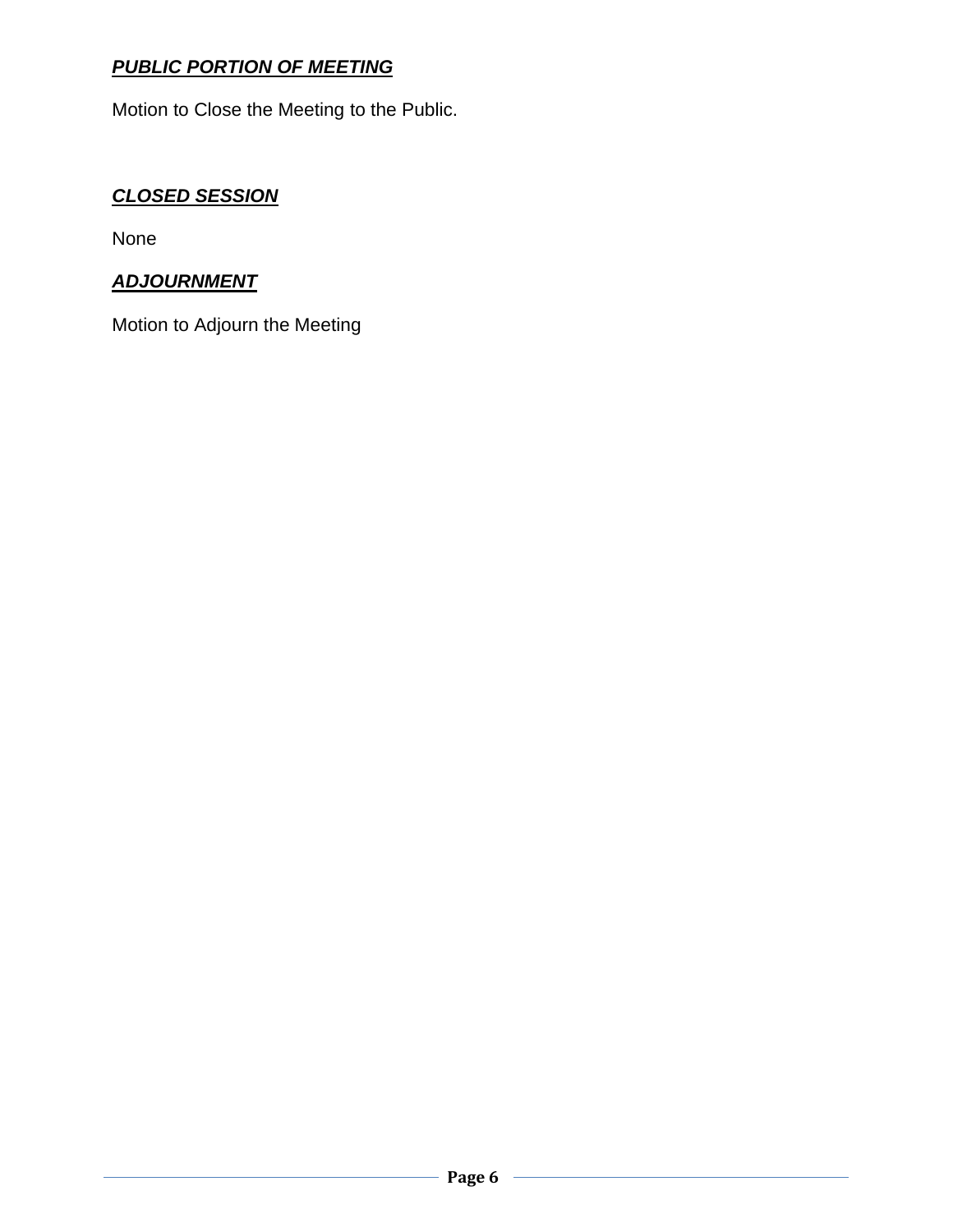***PUBLIC PORTION OF MEETING***

Motion to Close the Meeting to the Public.

***CLOSED SESSION***

None

***ADJOURNMENT***

Motion to Adjourn the Meeting